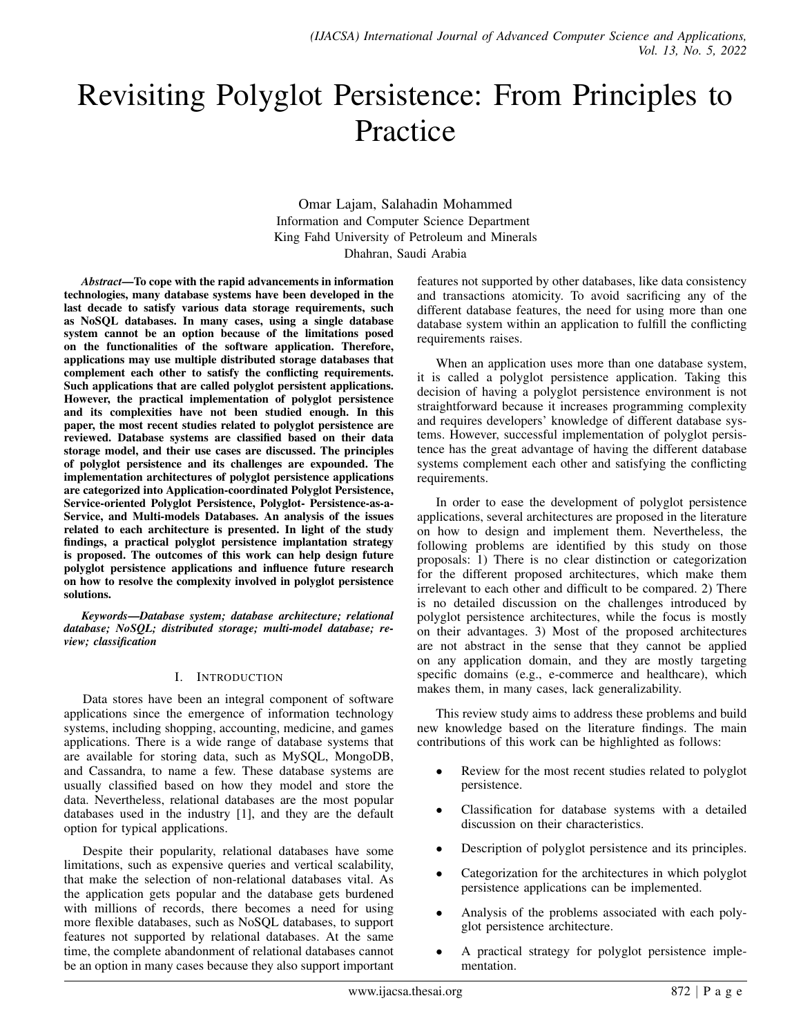# Revisiting Polyglot Persistence: From Principles to Practice

Omar Lajam, Salahadin Mohammed
Information and Computer Science Department
King Fahd University of Petroleum and Minerals
Dhahran, Saudi Arabia

***Abstract*—To cope with the rapid advancements in information technologies, many database systems have been developed in the last decade to satisfy various data storage requirements, such as NoSQL databases. In many cases, using a single database system cannot be an option because of the limitations posed on the functionalities of the software application. Therefore, applications may use multiple distributed storage databases that complement each other to satisfy the conflicting requirements. Such applications that are called polyglot persistent applications. However, the practical implementation of polyglot persistence and its complexities have not been studied enough. In this paper, the most recent studies related to polyglot persistence are reviewed. Database systems are classified based on their data storage model, and their use cases are discussed. The principles of polyglot persistence and its challenges are expounded. The implementation architectures of polyglot persistence applications are categorized into Application-coordinated Polyglot Persistence, Service-oriented Polyglot Persistence, Polyglot- Persistence-as-a-Service, and Multi-models Databases. An analysis of the issues related to each architecture is presented. In light of the study findings, a practical polyglot persistence implantation strategy is proposed. The outcomes of this work can help design future polyglot persistence applications and influence future research on how to resolve the complexity involved in polyglot persistence solutions.**

***Keywords*—*Database system; database architecture; relational database; NoSQL; distributed storage; multi-model database; review; classification***

## I. Introduction

Data stores have been an integral component of software applications since the emergence of information technology systems, including shopping, accounting, medicine, and games applications. There is a wide range of database systems that are available for storing data, such as MySQL, MongoDB, and Cassandra, to name a few. These database systems are usually classified based on how they model and store the data. Nevertheless, relational databases are the most popular databases used in the industry [1], and they are the default option for typical applications.

Despite their popularity, relational databases have some limitations, such as expensive queries and vertical scalability, that make the selection of non-relational databases vital. As the application gets popular and the database gets burdened with millions of records, there becomes a need for using more flexible databases, such as NoSQL databases, to support features not supported by relational databases. At the same time, the complete abandonment of relational databases cannot be an option in many cases because they also support important features not supported by other databases, like data consistency and transactions atomicity. To avoid sacrificing any of the different database features, the need for using more than one database system within an application to fulfill the conflicting requirements raises.

When an application uses more than one database system, it is called a polyglot persistence application. Taking this decision of having a polyglot persistence environment is not straightforward because it increases programming complexity and requires developers' knowledge of different database systems. However, successful implementation of polyglot persistence has the great advantage of having the different database systems complement each other and satisfying the conflicting requirements.

In order to ease the development of polyglot persistence applications, several architectures are proposed in the literature on how to design and implement them. Nevertheless, the following problems are identified by this study on those proposals: 1) There is no clear distinction or categorization for the different proposed architectures, which make them irrelevant to each other and difficult to be compared. 2) There is no detailed discussion on the challenges introduced by polyglot persistence architectures, while the focus is mostly on their advantages. 3) Most of the proposed architectures are not abstract in the sense that they cannot be applied on any application domain, and they are mostly targeting specific domains (e.g., e-commerce and healthcare), which makes them, in many cases, lack generalizability.

This review study aims to address these problems and build new knowledge based on the literature findings. The main contributions of this work can be highlighted as follows:

- Review for the most recent studies related to polyglot persistence.
- Classification for database systems with a detailed discussion on their characteristics.
- Description of polyglot persistence and its principles.
- Categorization for the architectures in which polyglot persistence applications can be implemented.
- Analysis of the problems associated with each polyglot persistence architecture.
- A practical strategy for polyglot persistence implementation.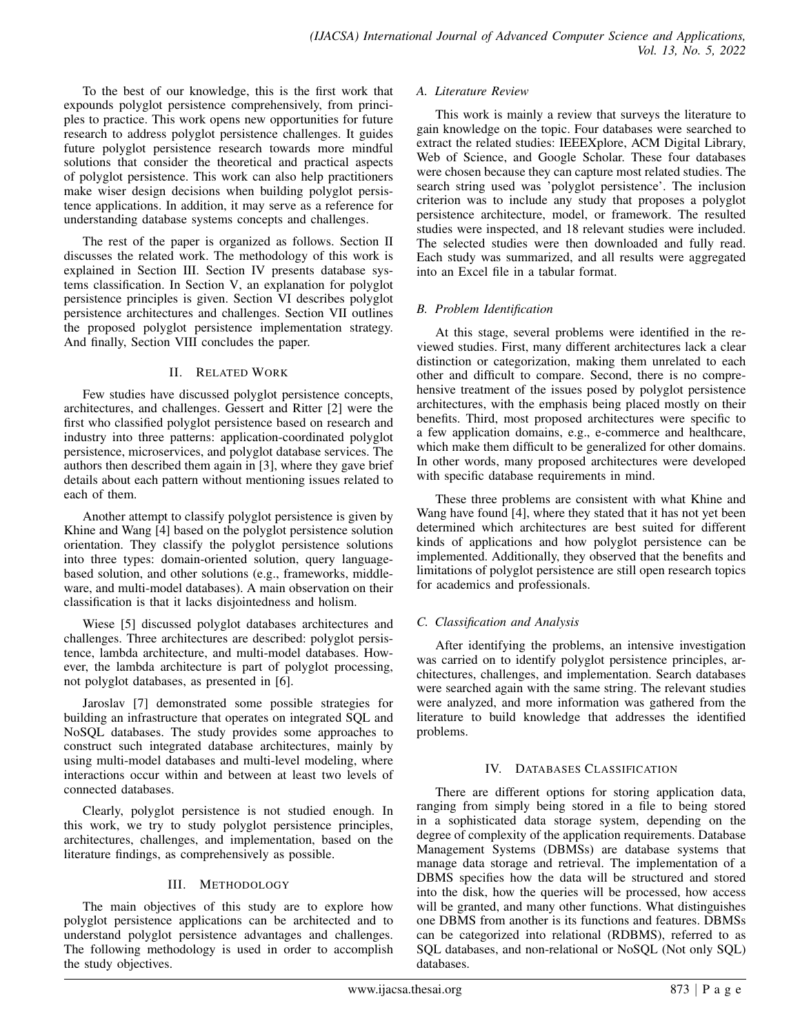To the best of our knowledge, this is the first work that expounds polyglot persistence comprehensively, from principles to practice. This work opens new opportunities for future research to address polyglot persistence challenges. It guides future polyglot persistence research towards more mindful solutions that consider the theoretical and practical aspects of polyglot persistence. This work can also help practitioners make wiser design decisions when building polyglot persistence applications. In addition, it may serve as a reference for understanding database systems concepts and challenges.

The rest of the paper is organized as follows. Section II discusses the related work. The methodology of this work is explained in Section III. Section IV presents database systems classification. In Section V, an explanation for polyglot persistence principles is given. Section VI describes polyglot persistence architectures and challenges. Section VII outlines the proposed polyglot persistence implementation strategy. And finally, Section VIII concludes the paper.

## II. Related Work

Few studies have discussed polyglot persistence concepts, architectures, and challenges. Gessert and Ritter [2] were the first who classified polyglot persistence based on research and industry into three patterns: application-coordinated polyglot persistence, microservices, and polyglot database services. The authors then described them again in [3], where they gave brief details about each pattern without mentioning issues related to each of them.

Another attempt to classify polyglot persistence is given by Khine and Wang [4] based on the polyglot persistence solution orientation. They classify the polyglot persistence solutions into three types: domain-oriented solution, query language-based solution, and other solutions (e.g., frameworks, middleware, and multi-model databases). A main observation on their classification is that it lacks disjointedness and holism.

Wiese [5] discussed polyglot databases architectures and challenges. Three architectures are described: polyglot persistence, lambda architecture, and multi-model databases. However, the lambda architecture is part of polyglot processing, not polyglot databases, as presented in [6].

Jaroslav [7] demonstrated some possible strategies for building an infrastructure that operates on integrated SQL and NoSQL databases. The study provides some approaches to construct such integrated database architectures, mainly by using multi-model databases and multi-level modeling, where interactions occur within and between at least two levels of connected databases.

Clearly, polyglot persistence is not studied enough. In this work, we try to study polyglot persistence principles, architectures, challenges, and implementation, based on the literature findings, as comprehensively as possible.

## III. Methodology

The main objectives of this study are to explore how polyglot persistence applications can be architected and to understand polyglot persistence advantages and challenges. The following methodology is used in order to accomplish the study objectives.

### A. Literature Review

This work is mainly a review that surveys the literature to gain knowledge on the topic. Four databases were searched to extract the related studies: IEEEXplore, ACM Digital Library, Web of Science, and Google Scholar. These four databases were chosen because they can capture most related studies. The search string used was 'polyglot persistence'. The inclusion criterion was to include any study that proposes a polyglot persistence architecture, model, or framework. The resulted studies were inspected, and 18 relevant studies were included. The selected studies were then downloaded and fully read. Each study was summarized, and all results were aggregated into an Excel file in a tabular format.

### B. Problem Identification

At this stage, several problems were identified in the reviewed studies. First, many different architectures lack a clear distinction or categorization, making them unrelated to each other and difficult to compare. Second, there is no comprehensive treatment of the issues posed by polyglot persistence architectures, with the emphasis being placed mostly on their benefits. Third, most proposed architectures were specific to a few application domains, e.g., e-commerce and healthcare, which make them difficult to be generalized for other domains. In other words, many proposed architectures were developed with specific database requirements in mind.

These three problems are consistent with what Khine and Wang have found [4], where they stated that it has not yet been determined which architectures are best suited for different kinds of applications and how polyglot persistence can be implemented. Additionally, they observed that the benefits and limitations of polyglot persistence are still open research topics for academics and professionals.

### C. Classification and Analysis

After identifying the problems, an intensive investigation was carried on to identify polyglot persistence principles, architectures, challenges, and implementation. Search databases were searched again with the same string. The relevant studies were analyzed, and more information was gathered from the literature to build knowledge that addresses the identified problems.

## IV. Databases Classification

There are different options for storing application data, ranging from simply being stored in a file to being stored in a sophisticated data storage system, depending on the degree of complexity of the application requirements. Database Management Systems (DBMSs) are database systems that manage data storage and retrieval. The implementation of a DBMS specifies how the data will be structured and stored into the disk, how the queries will be processed, how access will be granted, and many other functions. What distinguishes one DBMS from another is its functions and features. DBMSs can be categorized into relational (RDBMS), referred to as SQL databases, and non-relational or NoSQL (Not only SQL) databases.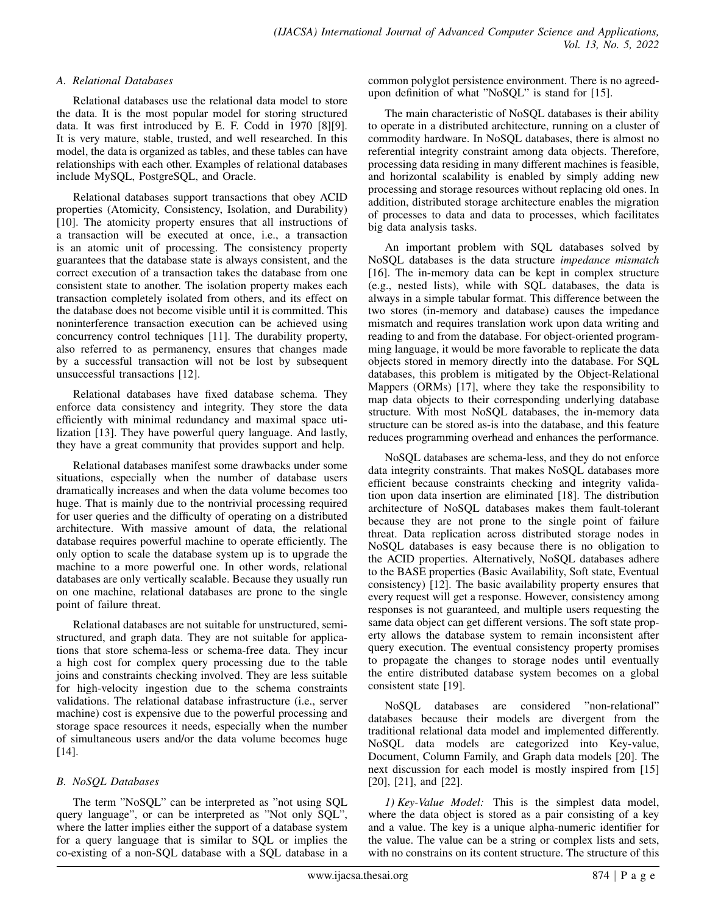### A. Relational Databases

Relational databases use the relational data model to store the data. It is the most popular model for storing structured data. It was first introduced by E. F. Codd in 1970 [8][9]. It is very mature, stable, trusted, and well researched. In this model, the data is organized as tables, and these tables can have relationships with each other. Examples of relational databases include MySQL, PostgreSQL, and Oracle.

Relational databases support transactions that obey ACID properties (Atomicity, Consistency, Isolation, and Durability) [10]. The atomicity property ensures that all instructions of a transaction will be executed at once, i.e., a transaction is an atomic unit of processing. The consistency property guarantees that the database state is always consistent, and the correct execution of a transaction takes the database from one consistent state to another. The isolation property makes each transaction completely isolated from others, and its effect on the database does not become visible until it is committed. This noninterference transaction execution can be achieved using concurrency control techniques [11]. The durability property, also referred to as permanency, ensures that changes made by a successful transaction will not be lost by subsequent unsuccessful transactions [12].

Relational databases have fixed database schema. They enforce data consistency and integrity. They store the data efficiently with minimal redundancy and maximal space utilization [13]. They have powerful query language. And lastly, they have a great community that provides support and help.

Relational databases manifest some drawbacks under some situations, especially when the number of database users dramatically increases and when the data volume becomes too huge. That is mainly due to the nontrivial processing required for user queries and the difficulty of operating on a distributed architecture. With massive amount of data, the relational database requires powerful machine to operate efficiently. The only option to scale the database system up is to upgrade the machine to a more powerful one. In other words, relational databases are only vertically scalable. Because they usually run on one machine, relational databases are prone to the single point of failure threat.

Relational databases are not suitable for unstructured, semi-structured, and graph data. They are not suitable for applications that store schema-less or schema-free data. They incur a high cost for complex query processing due to the table joins and constraints checking involved. They are less suitable for high-velocity ingestion due to the schema constraints validations. The relational database infrastructure (i.e., server machine) cost is expensive due to the powerful processing and storage space resources it needs, especially when the number of simultaneous users and/or the data volume becomes huge [14].

### B. NoSQL Databases

The term "NoSQL" can be interpreted as "not using SQL query language", or can be interpreted as "Not only SQL", where the latter implies either the support of a database system for a query language that is similar to SQL or implies the co-existing of a non-SQL database with a SQL database in a common polyglot persistence environment. There is no agreed-upon definition of what "NoSQL" is stand for [15].

The main characteristic of NoSQL databases is their ability to operate in a distributed architecture, running on a cluster of commodity hardware. In NoSQL databases, there is almost no referential integrity constraint among data objects. Therefore, processing data residing in many different machines is feasible, and horizontal scalability is enabled by simply adding new processing and storage resources without replacing old ones. In addition, distributed storage architecture enables the migration of processes to data and data to processes, which facilitates big data analysis tasks.

An important problem with SQL databases solved by NoSQL databases is the data structure *impedance mismatch* [16]. The in-memory data can be kept in complex structure (e.g., nested lists), while with SQL databases, the data is always in a simple tabular format. This difference between the two stores (in-memory and database) causes the impedance mismatch and requires translation work upon data writing and reading to and from the database. For object-oriented programming language, it would be more favorable to replicate the data objects stored in memory directly into the database. For SQL databases, this problem is mitigated by the Object-Relational Mappers (ORMs) [17], where they take the responsibility to map data objects to their corresponding underlying database structure. With most NoSQL databases, the in-memory data structure can be stored as-is into the database, and this feature reduces programming overhead and enhances the performance.

NoSQL databases are schema-less, and they do not enforce data integrity constraints. That makes NoSQL databases more efficient because constraints checking and integrity validation upon data insertion are eliminated [18]. The distribution architecture of NoSQL databases makes them fault-tolerant because they are not prone to the single point of failure threat. Data replication across distributed storage nodes in NoSQL databases is easy because there is no obligation to the ACID properties. Alternatively, NoSQL databases adhere to the BASE properties (Basic Availability, Soft state, Eventual consistency) [12]. The basic availability property ensures that every request will get a response. However, consistency among responses is not guaranteed, and multiple users requesting the same data object can get different versions. The soft state property allows the database system to remain inconsistent after query execution. The eventual consistency property promises to propagate the changes to storage nodes until eventually the entire distributed database system becomes on a global consistent state [19].

NoSQL databases are considered "non-relational" databases because their models are divergent from the traditional relational data model and implemented differently. NoSQL data models are categorized into Key-value, Document, Column Family, and Graph data models [20]. The next discussion for each model is mostly inspired from [15] [20], [21], and [22].

*1) Key-Value Model:* This is the simplest data model, where the data object is stored as a pair consisting of a key and a value. The key is a unique alpha-numeric identifier for the value. The value can be a string or complex lists and sets, with no constrains on its content structure. The structure of this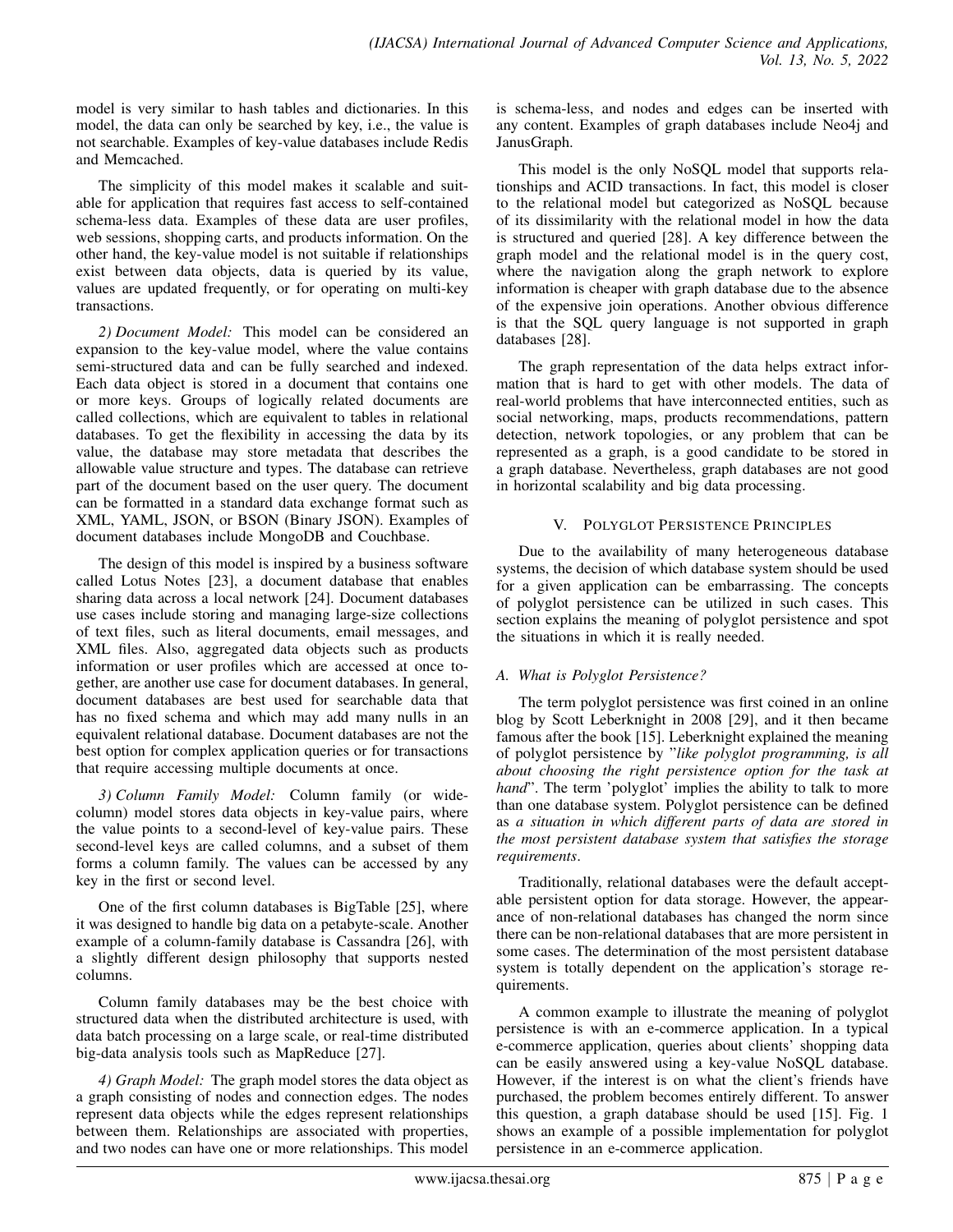model is very similar to hash tables and dictionaries. In this model, the data can only be searched by key, i.e., the value is not searchable. Examples of key-value databases include Redis and Memcached.

The simplicity of this model makes it scalable and suitable for application that requires fast access to self-contained schema-less data. Examples of these data are user profiles, web sessions, shopping carts, and products information. On the other hand, the key-value model is not suitable if relationships exist between data objects, data is queried by its value, values are updated frequently, or for operating on multi-key transactions.

*2) Document Model:* This model can be considered an expansion to the key-value model, where the value contains semi-structured data and can be fully searched and indexed. Each data object is stored in a document that contains one or more keys. Groups of logically related documents are called collections, which are equivalent to tables in relational databases. To get the flexibility in accessing the data by its value, the database may store metadata that describes the allowable value structure and types. The database can retrieve part of the document based on the user query. The document can be formatted in a standard data exchange format such as XML, YAML, JSON, or BSON (Binary JSON). Examples of document databases include MongoDB and Couchbase.

The design of this model is inspired by a business software called Lotus Notes [23], a document database that enables sharing data across a local network [24]. Document databases use cases include storing and managing large-size collections of text files, such as literal documents, email messages, and XML files. Also, aggregated data objects such as products information or user profiles which are accessed at once together, are another use case for document databases. In general, document databases are best used for searchable data that has no fixed schema and which may add many nulls in an equivalent relational database. Document databases are not the best option for complex application queries or for transactions that require accessing multiple documents at once.

*3) Column Family Model:* Column family (or wide-column) model stores data objects in key-value pairs, where the value points to a second-level of key-value pairs. These second-level keys are called columns, and a subset of them forms a column family. The values can be accessed by any key in the first or second level.

One of the first column databases is BigTable [25], where it was designed to handle big data on a petabyte-scale. Another example of a column-family database is Cassandra [26], with a slightly different design philosophy that supports nested columns.

Column family databases may be the best choice with structured data when the distributed architecture is used, with data batch processing on a large scale, or real-time distributed big-data analysis tools such as MapReduce [27].

*4) Graph Model:* The graph model stores the data object as a graph consisting of nodes and connection edges. The nodes represent data objects while the edges represent relationships between them. Relationships are associated with properties, and two nodes can have one or more relationships. This model is schema-less, and nodes and edges can be inserted with any content. Examples of graph databases include Neo4j and JanusGraph.

This model is the only NoSQL model that supports relationships and ACID transactions. In fact, this model is closer to the relational model but categorized as NoSQL because of its dissimilarity with the relational model in how the data is structured and queried [28]. A key difference between the graph model and the relational model is in the query cost, where the navigation along the graph network to explore information is cheaper with graph database due to the absence of the expensive join operations. Another obvious difference is that the SQL query language is not supported in graph databases [28].

The graph representation of the data helps extract information that is hard to get with other models. The data of real-world problems that have interconnected entities, such as social networking, maps, products recommendations, pattern detection, network topologies, or any problem that can be represented as a graph, is a good candidate to be stored in a graph database. Nevertheless, graph databases are not good in horizontal scalability and big data processing.

## V. Polyglot Persistence Principles

Due to the availability of many heterogeneous database systems, the decision of which database system should be used for a given application can be embarrassing. The concepts of polyglot persistence can be utilized in such cases. This section explains the meaning of polyglot persistence and spot the situations in which it is really needed.

### A. What is Polyglot Persistence?

The term polyglot persistence was first coined in an online blog by Scott Leberknight in 2008 [29], and it then became famous after the book [15]. Leberknight explained the meaning of polyglot persistence by "*like polyglot programming, is all about choosing the right persistence option for the task at hand*". The term 'polyglot' implies the ability to talk to more than one database system. Polyglot persistence can be defined as *a situation in which different parts of data are stored in the most persistent database system that satisfies the storage requirements*.

Traditionally, relational databases were the default acceptable persistent option for data storage. However, the appearance of non-relational databases has changed the norm since there can be non-relational databases that are more persistent in some cases. The determination of the most persistent database system is totally dependent on the application's storage requirements.

A common example to illustrate the meaning of polyglot persistence is with an e-commerce application. In a typical e-commerce application, queries about clients' shopping data can be easily answered using a key-value NoSQL database. However, if the interest is on what the client's friends have purchased, the problem becomes entirely different. To answer this question, a graph database should be used [15]. Fig. 1 shows an example of a possible implementation for polyglot persistence in an e-commerce application.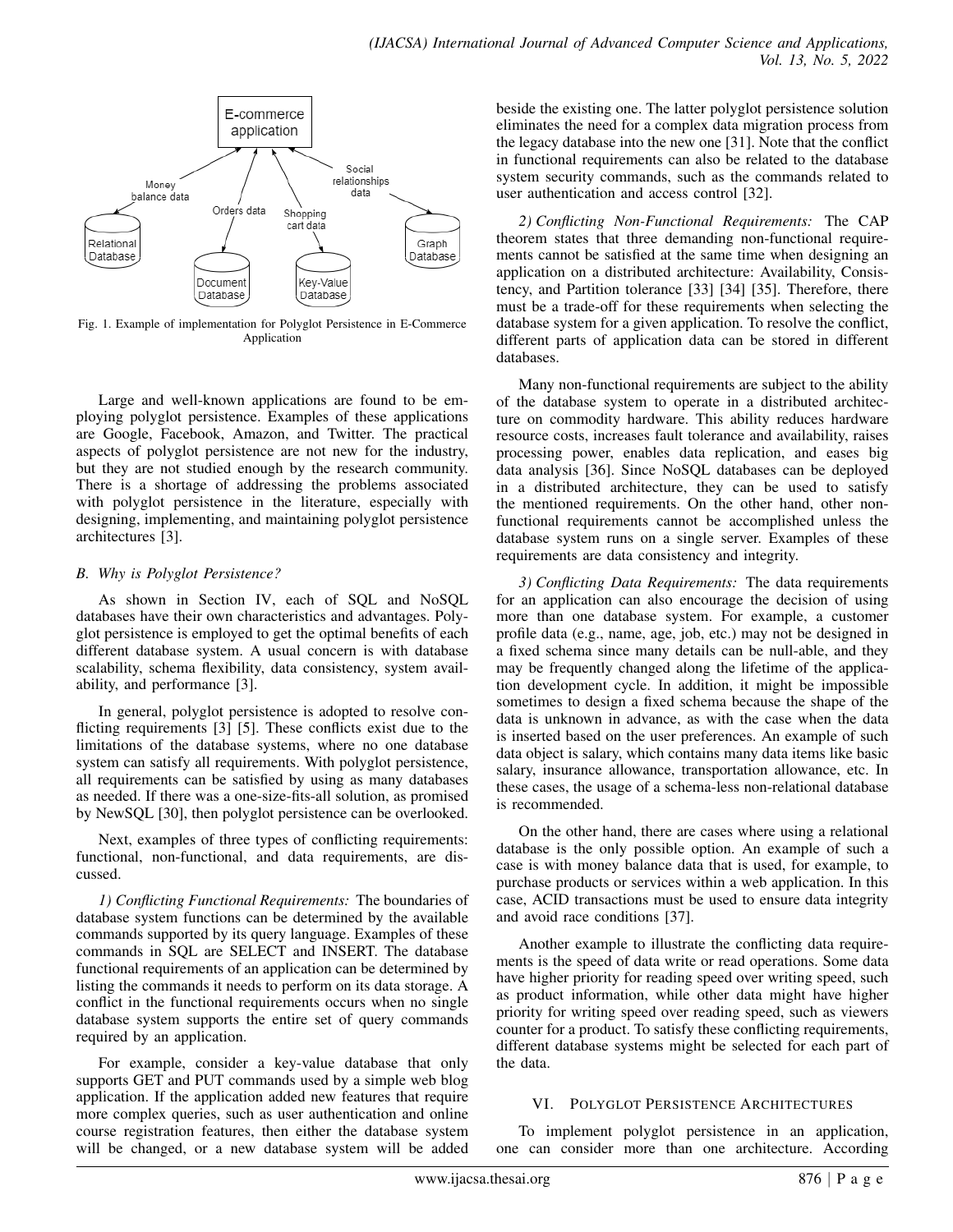Fig. 1. Example of implementation for Polyglot Persistence in E-Commerce Application

Large and well-known applications are found to be employing polyglot persistence. Examples of these applications are Google, Facebook, Amazon, and Twitter. The practical aspects of polyglot persistence are not new for the industry, but they are not studied enough by the research community. There is a shortage of addressing the problems associated with polyglot persistence in the literature, especially with designing, implementing, and maintaining polyglot persistence architectures [3].

### B. Why is Polyglot Persistence?

As shown in Section IV, each of SQL and NoSQL databases have their own characteristics and advantages. Polyglot persistence is employed to get the optimal benefits of each different database system. A usual concern is with database scalability, schema flexibility, data consistency, system availability, and performance [3].

In general, polyglot persistence is adopted to resolve conflicting requirements [3] [5]. These conflicts exist due to the limitations of the database systems, where no one database system can satisfy all requirements. With polyglot persistence, all requirements can be satisfied by using as many databases as needed. If there was a one-size-fits-all solution, as promised by NewSQL [30], then polyglot persistence can be overlooked.

Next, examples of three types of conflicting requirements: functional, non-functional, and data requirements, are discussed.

*1) Conflicting Functional Requirements:* The boundaries of database system functions can be determined by the available commands supported by its query language. Examples of these commands in SQL are SELECT and INSERT. The database functional requirements of an application can be determined by listing the commands it needs to perform on its data storage. A conflict in the functional requirements occurs when no single database system supports the entire set of query commands required by an application.

For example, consider a key-value database that only supports GET and PUT commands used by a simple web blog application. If the application added new features that require more complex queries, such as user authentication and online course registration features, then either the database system will be changed, or a new database system will be added beside the existing one. The latter polyglot persistence solution eliminates the need for a complex data migration process from the legacy database into the new one [31]. Note that the conflict in functional requirements can also be related to the database system security commands, such as the commands related to user authentication and access control [32].

*2) Conflicting Non-Functional Requirements:* The CAP theorem states that three demanding non-functional requirements cannot be satisfied at the same time when designing an application on a distributed architecture: Availability, Consistency, and Partition tolerance [33] [34] [35]. Therefore, there must be a trade-off for these requirements when selecting the database system for a given application. To resolve the conflict, different parts of application data can be stored in different databases.

Many non-functional requirements are subject to the ability of the database system to operate in a distributed architecture on commodity hardware. This ability reduces hardware resource costs, increases fault tolerance and availability, raises processing power, enables data replication, and eases big data analysis [36]. Since NoSQL databases can be deployed in a distributed architecture, they can be used to satisfy the mentioned requirements. On the other hand, other non-functional requirements cannot be accomplished unless the database system runs on a single server. Examples of these requirements are data consistency and integrity.

*3) Conflicting Data Requirements:* The data requirements for an application can also encourage the decision of using more than one database system. For example, a customer profile data (e.g., name, age, job, etc.) may not be designed in a fixed schema since many details can be null-able, and they may be frequently changed along the lifetime of the application development cycle. In addition, it might be impossible sometimes to design a fixed schema because the shape of the data is unknown in advance, as with the case when the data is inserted based on the user preferences. An example of such data object is salary, which contains many data items like basic salary, insurance allowance, transportation allowance, etc. In these cases, the usage of a schema-less non-relational database is recommended.

On the other hand, there are cases where using a relational database is the only possible option. An example of such a case is with money balance data that is used, for example, to purchase products or services within a web application. In this case, ACID transactions must be used to ensure data integrity and avoid race conditions [37].

Another example to illustrate the conflicting data requirements is the speed of data write or read operations. Some data have higher priority for reading speed over writing speed, such as product information, while other data might have higher priority for writing speed over reading speed, such as viewers counter for a product. To satisfy these conflicting requirements, different database systems might be selected for each part of the data.

## VI. Polyglot Persistence Architectures

To implement polyglot persistence in an application, one can consider more than one architecture. According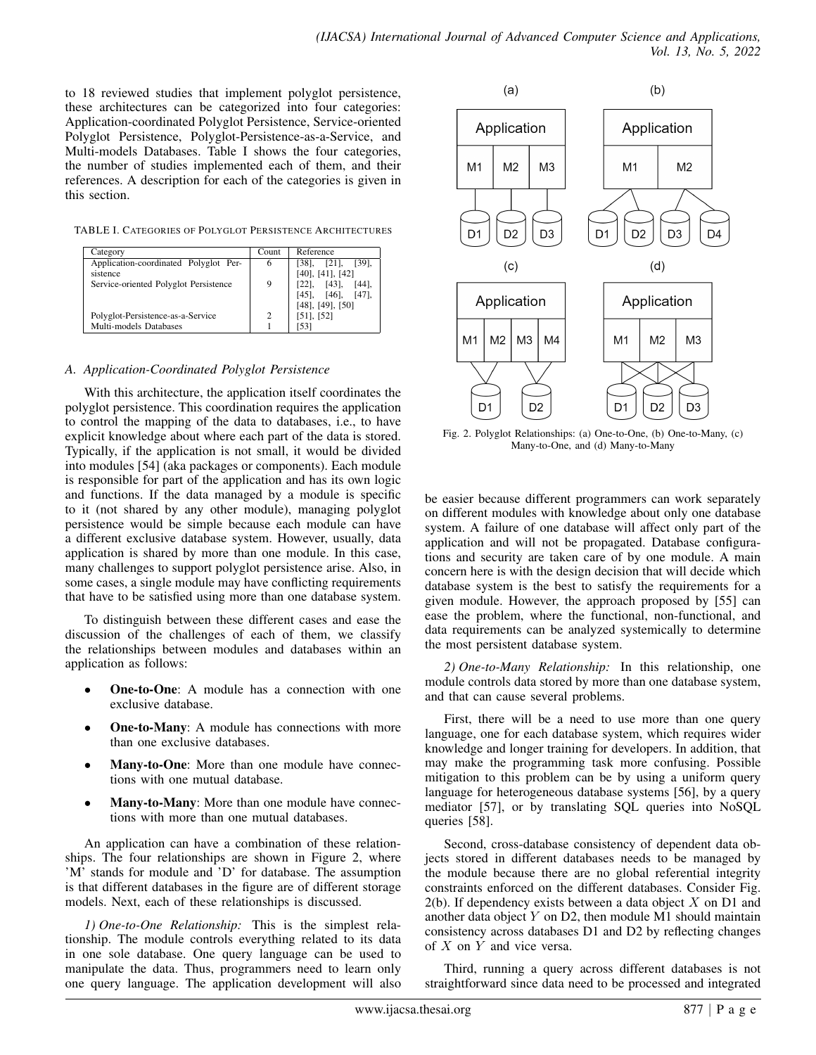to 18 reviewed studies that implement polyglot persistence, these architectures can be categorized into four categories: Application-coordinated Polyglot Persistence, Service-oriented Polyglot Persistence, Polyglot-Persistence-as-a-Service, and Multi-models Databases. Table I shows the four categories, the number of studies implemented each of them, and their references. A description for each of the categories is given in this section.

TABLE I. Categories of Polyglot Persistence Architectures

| Category | Count | Reference |
|---|---|---|
| Application-coordinated Polyglot Persistence | 6 | [38], [21], [39], [40], [41], [42] |
| Service-oriented Polyglot Persistence | 9 | [22], [43], [44], [45], [46], [47], [48], [49], [50] |
| Polyglot-Persistence-as-a-Service | 2 | [51], [52] |
| Multi-models Databases | 1 | [53] |

### A. Application-Coordinated Polyglot Persistence

With this architecture, the application itself coordinates the polyglot persistence. This coordination requires the application to control the mapping of the data to databases, i.e., to have explicit knowledge about where each part of the data is stored. Typically, if the application is not small, it would be divided into modules [54] (aka packages or components). Each module is responsible for part of the application and has its own logic and functions. If the data managed by a module is specific to it (not shared by any other module), managing polyglot persistence would be simple because each module can have a different exclusive database system. However, usually, data application is shared by more than one module. In this case, many challenges to support polyglot persistence arise. Also, in some cases, a single module may have conflicting requirements that have to be satisfied using more than one database system.

To distinguish between these different cases and ease the discussion of the challenges of each of them, we classify the relationships between modules and databases within an application as follows:

- **One-to-One**: A module has a connection with one exclusive database.
- **One-to-Many**: A module has connections with more than one exclusive databases.
- **Many-to-One**: More than one module have connections with one mutual database.
- **Many-to-Many**: More than one module have connections with more than one mutual databases.

An application can have a combination of these relationships. The four relationships are shown in Figure 2, where 'M' stands for module and 'D' for database. The assumption is that different databases in the figure are of different storage models. Next, each of these relationships is discussed.

Fig. 2. Polyglot Relationships: (a) One-to-One, (b) One-to-Many, (c) Many-to-One, and (d) Many-to-Many

*1) One-to-One Relationship:* This is the simplest relationship. The module controls everything related to its data in one sole database. One query language can be used to manipulate the data. Thus, programmers need to learn only one query language. The application development will also be easier because different programmers can work separately on different modules with knowledge about only one database system. A failure of one database will affect only part of the application and will not be propagated. Database configurations and security are taken care of by one module. A main concern here is with the design decision that will decide which database system is the best to satisfy the requirements for a given module. However, the approach proposed by [55] can ease the problem, where the functional, non-functional, and data requirements can be analyzed systemically to determine the most persistent database system.

*2) One-to-Many Relationship:* In this relationship, one module controls data stored by more than one database system, and that can cause several problems.

First, there will be a need to use more than one query language, one for each database system, which requires wider knowledge and longer training for developers. In addition, that may make the programming task more confusing. Possible mitigation to this problem can be by using a uniform query language for heterogeneous database systems [56], by a query mediator [57], or by translating SQL queries into NoSQL queries [58].

Second, cross-database consistency of dependent data objects stored in different databases needs to be managed by the module because there are no global referential integrity constraints enforced on the different databases. Consider Fig. 2(b). If dependency exists between a data object $X$ on D1 and another data object $Y$ on D2, then module M1 should maintain consistency across databases D1 and D2 by reflecting changes of $X$ on $Y$ and vice versa.

Third, running a query across different databases is not straightforward since data need to be processed and integrated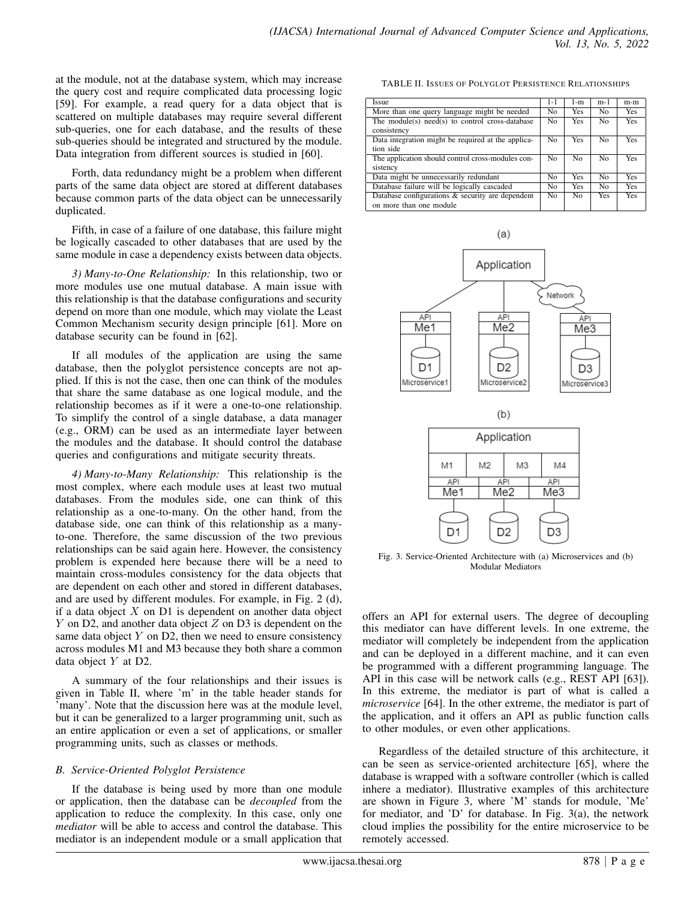at the module, not at the database system, which may increase the query cost and require complicated data processing logic [59]. For example, a read query for a data object that is scattered on multiple databases may require several different sub-queries, one for each database, and the results of these sub-queries should be integrated and structured by the module. Data integration from different sources is studied in [60].

Forth, data redundancy might be a problem when different parts of the same data object are stored at different databases because common parts of the data object can be unnecessarily duplicated.

Fifth, in case of a failure of one database, this failure might be logically cascaded to other databases that are used by the same module in case a dependency exists between data objects.

*3) Many-to-One Relationship:* In this relationship, two or more modules use one mutual database. A main issue with this relationship is that the database configurations and security depend on more than one module, which may violate the Least Common Mechanism security design principle [61]. More on database security can be found in [62].

If all modules of the application are using the same database, then the polyglot persistence concepts are not applied. If this is not the case, then one can think of the modules that share the same database as one logical module, and the relationship becomes as if it were a one-to-one relationship. To simplify the control of a single database, a data manager (e.g., ORM) can be used as an intermediate layer between the modules and the database. It should control the database queries and configurations and mitigate security threats.

*4) Many-to-Many Relationship:* This relationship is the most complex, where each module uses at least two mutual databases. From the modules side, one can think of this relationship as a one-to-many. On the other hand, from the database side, one can think of this relationship as a many-to-one. Therefore, the same discussion of the two previous relationships can be said again here. However, the consistency problem is expended here because there will be a need to maintain cross-modules consistency for the data objects that are dependent on each other and stored in different databases, and are used by different modules. For example, in Fig. 2 (d), if a data object $X$ on D1 is dependent on another data object $Y$ on D2, and another data object $Z$ on D3 is dependent on the same data object $Y$ on D2, then we need to ensure consistency across modules M1 and M3 because they both share a common data object $Y$ at D2.

A summary of the four relationships and their issues is given in Table II, where 'm' in the table header stands for 'many'. Note that the discussion here was at the module level, but it can be generalized to a larger programming unit, such as an entire application or even a set of applications, or smaller programming units, such as classes or methods.

### B. Service-Oriented Polyglot Persistence

If the database is being used by more than one module or application, then the database can be *decoupled* from the application to reduce the complexity. In this case, only one *mediator* will be able to access and control the database. This mediator is an independent module or a small application that offers an API for external users. The degree of decoupling this mediator can have different levels. In one extreme, the mediator will completely be independent from the application and can be deployed in a different machine, and it can even be programmed with a different programming language. The API in this case will be network calls (e.g., REST API [63]). In this extreme, the mediator is part of what is called a *microservice* [64]. In the other extreme, the mediator is part of the application, and it offers an API as public function calls to other modules, or even other applications.

Regardless of the detailed structure of this architecture, it can be seen as service-oriented architecture [65], where the database is wrapped with a software controller (which is called inhere a mediator). Illustrative examples of this architecture are shown in Figure 3, where 'M' stands for module, 'Me' for mediator, and 'D' for database. In Fig. 3(a), the network cloud implies the possibility for the entire microservice to be remotely accessed.

TABLE II. Issues of Polyglot Persistence Relationships

| Issue | 1-1 | 1-m | m-1 | m-m |
|---|---|---|---|---|
| More than one query language might be needed | No | Yes | No | Yes |
| The module(s) need(s) to control cross-database consistency | No | Yes | No | Yes |
| Data integration might be required at the application side | No | Yes | No | Yes |
| The application should control cross-modules consistency | No | No | No | Yes |
| Data might be unnecessarily redundant | No | Yes | No | Yes |
| Database failure will be logically cascaded | No | Yes | No | Yes |
| Database configurations & security are dependent on more than one module | No | No | Yes | Yes |

Fig. 3. Service-Oriented Architecture with (a) Microservices and (b) Modular Mediators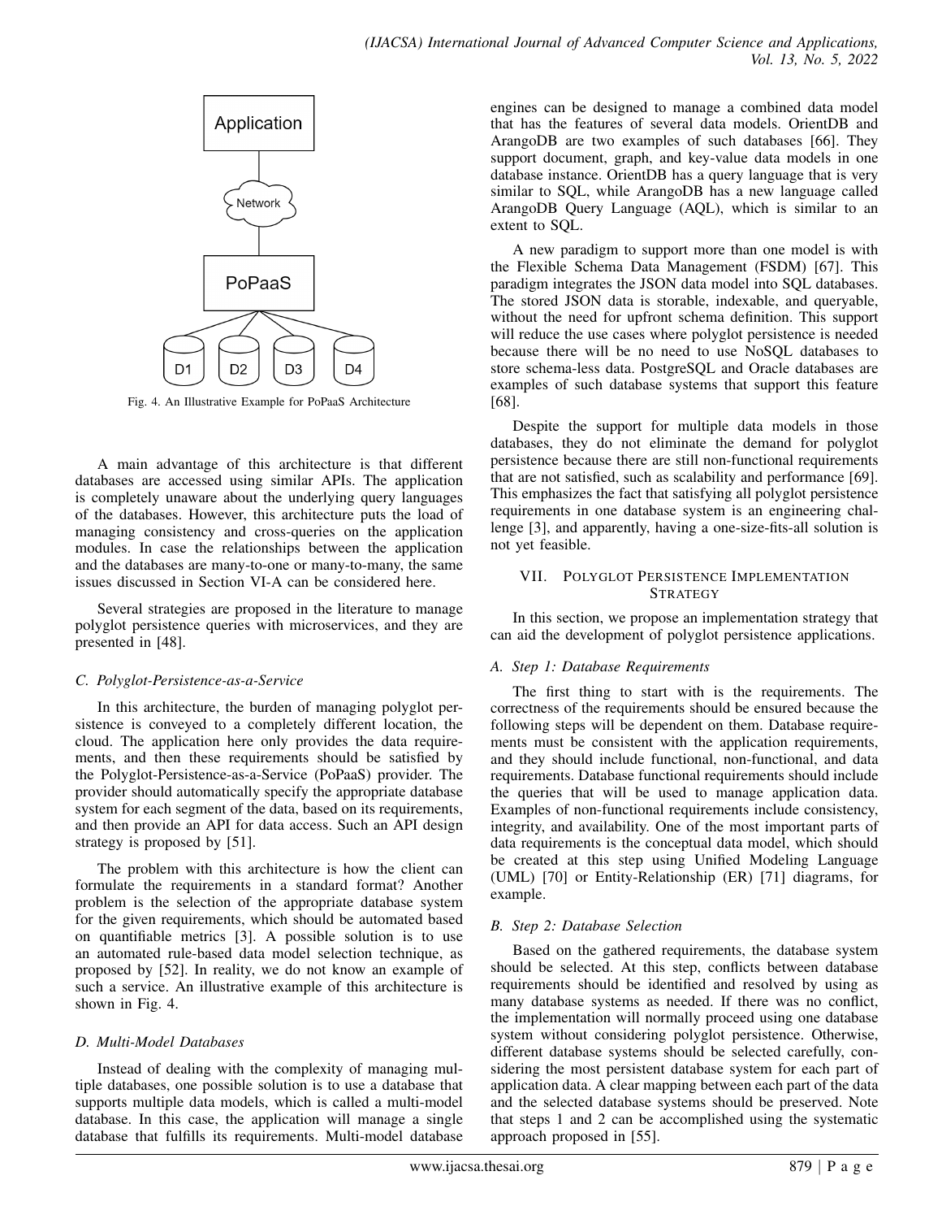Fig. 4. An Illustrative Example for PoPaaS Architecture

A main advantage of this architecture is that different databases are accessed using similar APIs. The application is completely unaware about the underlying query languages of the databases. However, this architecture puts the load of managing consistency and cross-queries on the application modules. In case the relationships between the application and the databases are many-to-one or many-to-many, the same issues discussed in Section VI-A can be considered here.

Several strategies are proposed in the literature to manage polyglot persistence queries with microservices, and they are presented in [48].

### *C. Polyglot-Persistence-as-a-Service*

In this architecture, the burden of managing polyglot persistence is conveyed to a completely different location, the cloud. The application here only provides the data requirements, and then these requirements should be satisfied by the Polyglot-Persistence-as-a-Service (PoPaaS) provider. The provider should automatically specify the appropriate database system for each segment of the data, based on its requirements, and then provide an API for data access. Such an API design strategy is proposed by [51].

The problem with this architecture is how the client can formulate the requirements in a standard format? Another problem is the selection of the appropriate database system for the given requirements, which should be automated based on quantifiable metrics [3]. A possible solution is to use an automated rule-based data model selection technique, as proposed by [52]. In reality, we do not know an example of such a service. An illustrative example of this architecture is shown in Fig. 4.

### *D. Multi-Model Databases*

Instead of dealing with the complexity of managing multiple databases, one possible solution is to use a database that supports multiple data models, which is called a multi-model database. In this case, the application will manage a single database that fulfills its requirements. Multi-model database engines can be designed to manage a combined data model that has the features of several data models. OrientDB and ArangoDB are two examples of such databases [66]. They support document, graph, and key-value data models in one database instance. OrientDB has a query language that is very similar to SQL, while ArangoDB has a new language called ArangoDB Query Language (AQL), which is similar to an extent to SQL.

A new paradigm to support more than one model is with the Flexible Schema Data Management (FSDM) [67]. This paradigm integrates the JSON data model into SQL databases. The stored JSON data is storable, indexable, and queryable, without the need for upfront schema definition. This support will reduce the use cases where polyglot persistence is needed because there will be no need to use NoSQL databases to store schema-less data. PostgreSQL and Oracle databases are examples of such database systems that support this feature [68].

Despite the support for multiple data models in those databases, they do not eliminate the demand for polyglot persistence because there are still non-functional requirements that are not satisfied, such as scalability and performance [69]. This emphasizes the fact that satisfying all polyglot persistence requirements in one database system is an engineering challenge [3], and apparently, having a one-size-fits-all solution is not yet feasible.

## VII. Polyglot Persistence Implementation Strategy

In this section, we propose an implementation strategy that can aid the development of polyglot persistence applications.

### *A. Step 1: Database Requirements*

The first thing to start with is the requirements. The correctness of the requirements should be ensured because the following steps will be dependent on them. Database requirements must be consistent with the application requirements, and they should include functional, non-functional, and data requirements. Database functional requirements should include the queries that will be used to manage application data. Examples of non-functional requirements include consistency, integrity, and availability. One of the most important parts of data requirements is the conceptual data model, which should be created at this step using Unified Modeling Language (UML) [70] or Entity-Relationship (ER) [71] diagrams, for example.

### *B. Step 2: Database Selection*

Based on the gathered requirements, the database system should be selected. At this step, conflicts between database requirements should be identified and resolved by using as many database systems as needed. If there was no conflict, the implementation will normally proceed using one database system without considering polyglot persistence. Otherwise, different database systems should be selected carefully, considering the most persistent database system for each part of application data. A clear mapping between each part of the data and the selected database systems should be preserved. Note that steps 1 and 2 can be accomplished using the systematic approach proposed in [55].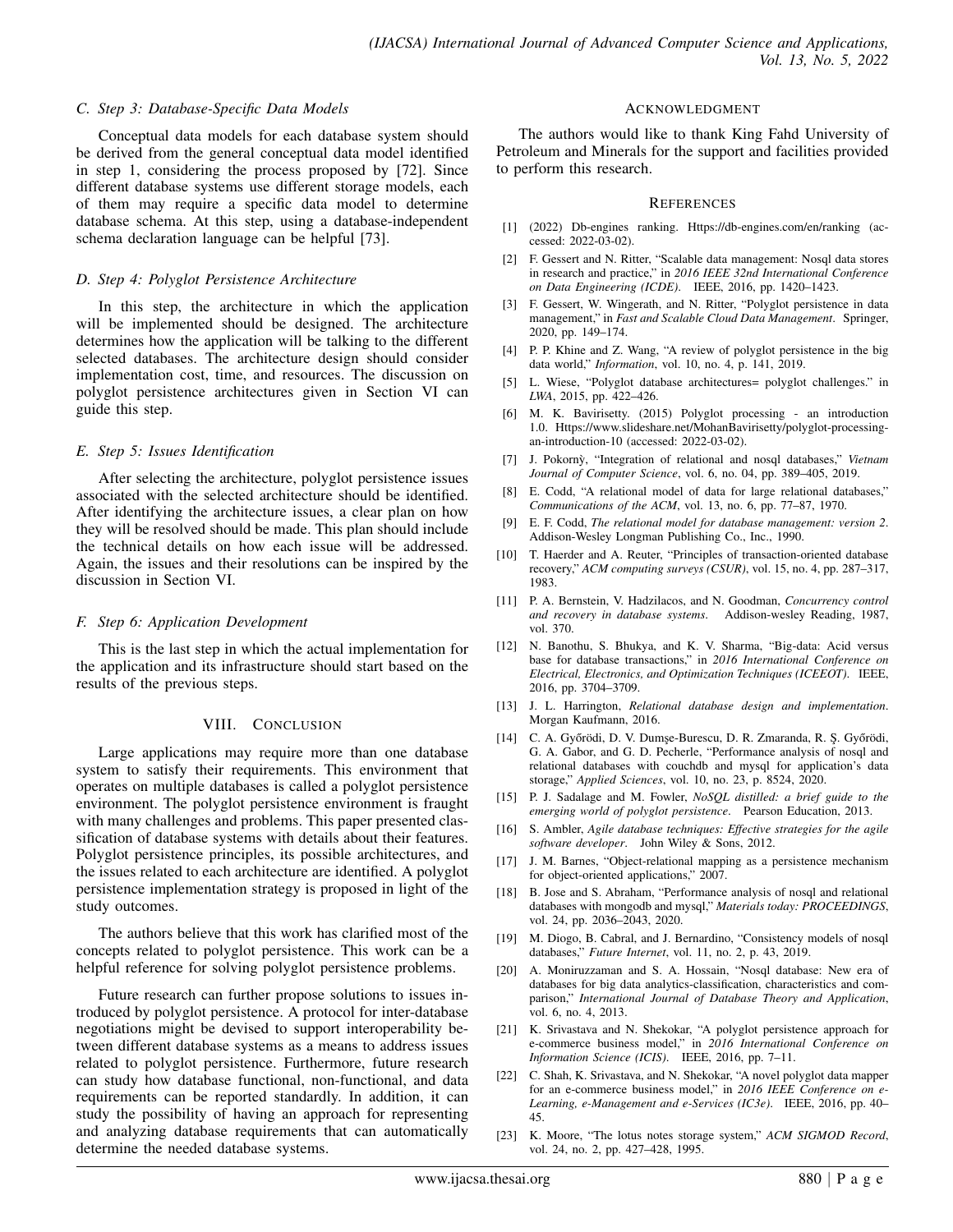### C. Step 3: Database-Specific Data Models

Conceptual data models for each database system should be derived from the general conceptual data model identified in step 1, considering the process proposed by [72]. Since different database systems use different storage models, each of them may require a specific data model to determine database schema. At this step, using a database-independent schema declaration language can be helpful [73].

### D. Step 4: Polyglot Persistence Architecture

In this step, the architecture in which the application will be implemented should be designed. The architecture determines how the application will be talking to the different selected databases. The architecture design should consider implementation cost, time, and resources. The discussion on polyglot persistence architectures given in Section VI can guide this step.

### E. Step 5: Issues Identification

After selecting the architecture, polyglot persistence issues associated with the selected architecture should be identified. After identifying the architecture issues, a clear plan on how they will be resolved should be made. This plan should include the technical details on how each issue will be addressed. Again, the issues and their resolutions can be inspired by the discussion in Section VI.

### F. Step 6: Application Development

This is the last step in which the actual implementation for the application and its infrastructure should start based on the results of the previous steps.

## VIII. Conclusion

Large applications may require more than one database system to satisfy their requirements. This environment that operates on multiple databases is called a polyglot persistence environment. The polyglot persistence environment is fraught with many challenges and problems. This paper presented classification of database systems with details about their features. Polyglot persistence principles, its possible architectures, and the issues related to each architecture are identified. A polyglot persistence implementation strategy is proposed in light of the study outcomes.

The authors believe that this work has clarified most of the concepts related to polyglot persistence. This work can be a helpful reference for solving polyglot persistence problems.

Future research can further propose solutions to issues introduced by polyglot persistence. A protocol for inter-database negotiations might be devised to support interoperability between different database systems as a means to address issues related to polyglot persistence. Furthermore, future research can study how database functional, non-functional, and data requirements can be reported standardly. In addition, it can study the possibility of having an approach for representing and analyzing database requirements that can automatically determine the needed database systems.

## Acknowledgment

The authors would like to thank King Fahd University of Petroleum and Minerals for the support and facilities provided to perform this research.

## References

[1] (2022) Db-engines ranking. Https://db-engines.com/en/ranking (accessed: 2022-03-02).

[2] F. Gessert and N. Ritter, "Scalable data management: Nosql data stores in research and practice," in *2016 IEEE 32nd International Conference on Data Engineering (ICDE)*. IEEE, 2016, pp. 1420–1423.

[3] F. Gessert, W. Wingerath, and N. Ritter, "Polyglot persistence in data management," in *Fast and Scalable Cloud Data Management*. Springer, 2020, pp. 149–174.

[4] P. P. Khine and Z. Wang, "A review of polyglot persistence in the big data world," *Information*, vol. 10, no. 4, p. 141, 2019.

[5] L. Wiese, "Polyglot database architectures= polyglot challenges." in *LWA*, 2015, pp. 422–426.

[6] M. K. Bavirisetty. (2015) Polyglot processing - an introduction 1.0. Https://www.slideshare.net/MohanBavirisetty/polyglot-processing-an-introduction-10 (accessed: 2022-03-02).

[7] J. Pokornỳ, "Integration of relational and nosql databases," *Vietnam Journal of Computer Science*, vol. 6, no. 04, pp. 389–405, 2019.

[8] E. Codd, "A relational model of data for large relational databases," *Communications of the ACM*, vol. 13, no. 6, pp. 77–87, 1970.

[9] E. F. Codd, *The relational model for database management: version 2*. Addison-Wesley Longman Publishing Co., Inc., 1990.

[10] T. Haerder and A. Reuter, "Principles of transaction-oriented database recovery," *ACM computing surveys (CSUR)*, vol. 15, no. 4, pp. 287–317, 1983.

[11] P. A. Bernstein, V. Hadzilacos, and N. Goodman, *Concurrency control and recovery in database systems*. Addison-wesley Reading, 1987, vol. 370.

[12] N. Banothu, S. Bhukya, and K. V. Sharma, "Big-data: Acid versus base for database transactions," in *2016 International Conference on Electrical, Electronics, and Optimization Techniques (ICEEOT)*. IEEE, 2016, pp. 3704–3709.

[13] J. L. Harrington, *Relational database design and implementation*. Morgan Kaufmann, 2016.

[14] C. A. Győrödi, D. V. Dumşe-Burescu, D. R. Zmaranda, R. Ş. Győrödi, G. A. Gabor, and G. D. Pecherle, "Performance analysis of nosql and relational databases with couchdb and mysql for application's data storage," *Applied Sciences*, vol. 10, no. 23, p. 8524, 2020.

[15] P. J. Sadalage and M. Fowler, *NoSQL distilled: a brief guide to the emerging world of polyglot persistence*. Pearson Education, 2013.

[16] S. Ambler, *Agile database techniques: Effective strategies for the agile software developer*. John Wiley & Sons, 2012.

[17] J. M. Barnes, "Object-relational mapping as a persistence mechanism for object-oriented applications," 2007.

[18] B. Jose and S. Abraham, "Performance analysis of nosql and relational databases with mongodb and mysql," *Materials today: PROCEEDINGS*, vol. 24, pp. 2036–2043, 2020.

[19] M. Diogo, B. Cabral, and J. Bernardino, "Consistency models of nosql databases," *Future Internet*, vol. 11, no. 2, p. 43, 2019.

[20] A. Moniruzzaman and S. A. Hossain, "Nosql database: New era of databases for big data analytics-classification, characteristics and comparison," *International Journal of Database Theory and Application*, vol. 6, no. 4, 2013.

[21] K. Srivastava and N. Shekokar, "A polyglot persistence approach for e-commerce business model," in *2016 International Conference on Information Science (ICIS)*. IEEE, 2016, pp. 7–11.

[22] C. Shah, K. Srivastava, and N. Shekokar, "A novel polyglot data mapper for an e-commerce business model," in *2016 IEEE Conference on e-Learning, e-Management and e-Services (IC3e)*. IEEE, 2016, pp. 40–45.

[23] K. Moore, "The lotus notes storage system," *ACM SIGMOD Record*, vol. 24, no. 2, pp. 427–428, 1995.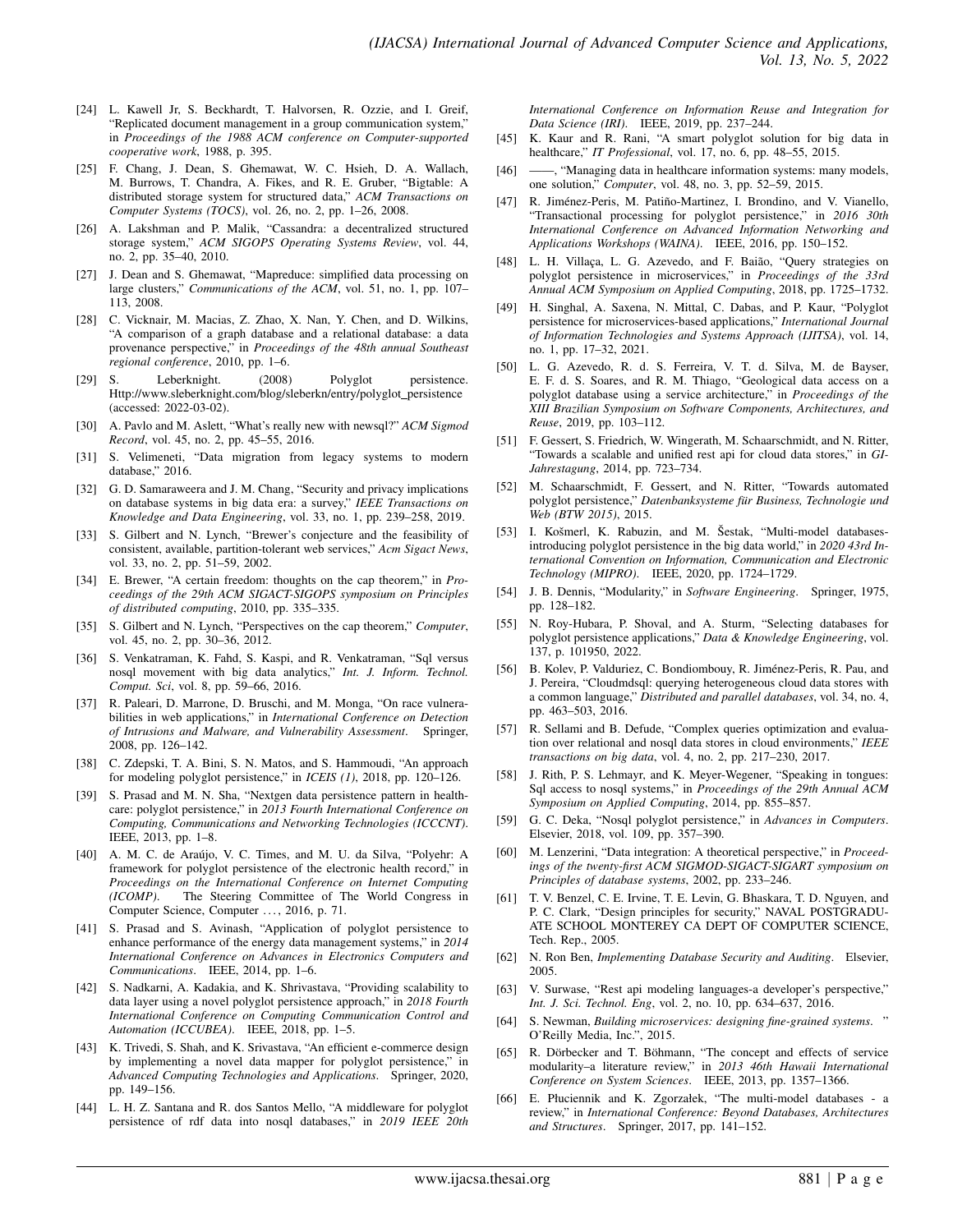[24] L. Kawell Jr, S. Beckhardt, T. Halvorsen, R. Ozzie, and I. Greif, "Replicated document management in a group communication system," in *Proceedings of the 1988 ACM conference on Computer-supported cooperative work*, 1988, p. 395.

[25] F. Chang, J. Dean, S. Ghemawat, W. C. Hsieh, D. A. Wallach, M. Burrows, T. Chandra, A. Fikes, and R. E. Gruber, "Bigtable: A distributed storage system for structured data," *ACM Transactions on Computer Systems (TOCS)*, vol. 26, no. 2, pp. 1–26, 2008.

[26] A. Lakshman and P. Malik, "Cassandra: a decentralized structured storage system," *ACM SIGOPS Operating Systems Review*, vol. 44, no. 2, pp. 35–40, 2010.

[27] J. Dean and S. Ghemawat, "Mapreduce: simplified data processing on large clusters," *Communications of the ACM*, vol. 51, no. 1, pp. 107–113, 2008.

[28] C. Vicknair, M. Macias, Z. Zhao, X. Nan, Y. Chen, and D. Wilkins, "A comparison of a graph database and a relational database: a data provenance perspective," in *Proceedings of the 48th annual Southeast regional conference*, 2010, pp. 1–6.

[29] S. Leberknight. (2008) Polyglot persistence. Http://www.sleberknight.com/blog/sleberkn/entry/polyglot_persistence (accessed: 2022-03-02).

[30] A. Pavlo and M. Aslett, "What's really new with newsql?" *ACM Sigmod Record*, vol. 45, no. 2, pp. 45–55, 2016.

[31] S. Velimeneti, "Data migration from legacy systems to modern database," 2016.

[32] G. D. Samaraweera and J. M. Chang, "Security and privacy implications on database systems in big data era: a survey," *IEEE Transactions on Knowledge and Data Engineering*, vol. 33, no. 1, pp. 239–258, 2019.

[33] S. Gilbert and N. Lynch, "Brewer's conjecture and the feasibility of consistent, available, partition-tolerant web services," *Acm Sigact News*, vol. 33, no. 2, pp. 51–59, 2002.

[34] E. Brewer, "A certain freedom: thoughts on the cap theorem," in *Proceedings of the 29th ACM SIGACT-SIGOPS symposium on Principles of distributed computing*, 2010, pp. 335–335.

[35] S. Gilbert and N. Lynch, "Perspectives on the cap theorem," *Computer*, vol. 45, no. 2, pp. 30–36, 2012.

[36] S. Venkatraman, K. Fahd, S. Kaspi, and R. Venkatraman, "Sql versus nosql movement with big data analytics," *Int. J. Inform. Technol. Comput. Sci*, vol. 8, pp. 59–66, 2016.

[37] R. Paleari, D. Marrone, D. Bruschi, and M. Monga, "On race vulnerabilities in web applications," in *International Conference on Detection of Intrusions and Malware, and Vulnerability Assessment*. Springer, 2008, pp. 126–142.

[38] C. Zdepski, T. A. Bini, S. N. Matos, and S. Hammoudi, "An approach for modeling polyglot persistence," in *ICEIS (1)*, 2018, pp. 120–126.

[39] S. Prasad and M. N. Sha, "Nextgen data persistence pattern in healthcare: polyglot persistence," in *2013 Fourth International Conference on Computing, Communications and Networking Technologies (ICCCNT)*. IEEE, 2013, pp. 1–8.

[40] A. M. C. de Araújo, V. C. Times, and M. U. da Silva, "Polyehr: A framework for polyglot persistence of the electronic health record," in *Proceedings of the International Conference on Internet Computing (ICOMP)*. The Steering Committee of The World Congress in Computer Science, Computer ..., 2016, p. 71.

[41] S. Prasad and S. Avinash, "Application of polyglot persistence to enhance performance of the energy data management systems," in *2014 International Conference on Advances in Electronics Computers and Communications*. IEEE, 2014, pp. 1–6.

[42] S. Nadkarni, A. Kadakia, and K. Shrivastava, "Providing scalability to data layer using a novel polyglot persistence approach," in *2018 Fourth International Conference on Computing Communication Control and Automation (ICCUBEA)*. IEEE, 2018, pp. 1–5.

[43] K. Trivedi, S. Shah, and K. Srivastava, "An efficient e-commerce design by implementing a novel data mapper for polyglot persistence," in *Advanced Computing Technologies and Applications*. Springer, 2020, pp. 149–156.

[44] L. H. Z. Santana and R. dos Santos Mello, "A middleware for polyglot persistence of rdf data into nosql databases," in *2019 IEEE 20th International Conference on Information Reuse and Integration for Data Science (IRI)*. IEEE, 2019, pp. 237–244.

[45] K. Kaur and R. Rani, "A smart polyglot solution for big data in healthcare," *IT Professional*, vol. 17, no. 6, pp. 48–55, 2015.

[46] ——, "Managing data in healthcare information systems: many models, one solution," *Computer*, vol. 48, no. 3, pp. 52–59, 2015.

[47] R. Jiménez-Peris, M. Patiño-Martinez, I. Brondino, and V. Vianello, "Transactional processing for polyglot persistence," in *2016 30th International Conference on Advanced Information Networking and Applications Workshops (WAINA)*. IEEE, 2016, pp. 150–152.

[48] L. H. Villaça, L. G. Azevedo, and F. Baião, "Query strategies on polyglot persistence in microservices," in *Proceedings of the 33rd Annual ACM Symposium on Applied Computing*, 2018, pp. 1725–1732.

[49] H. Singhal, A. Saxena, N. Mittal, C. Dabas, and P. Kaur, "Polyglot persistence for microservices-based applications," *International Journal of Information Technologies and Systems Approach (IJITSA)*, vol. 14, no. 1, pp. 17–32, 2021.

[50] L. G. Azevedo, R. d. S. Ferreira, V. T. d. Silva, M. de Bayser, E. F. d. S. Soares, and R. M. Thiago, "Geological data access on a polyglot database using a service architecture," in *Proceedings of the XIII Brazilian Symposium on Software Components, Architectures, and Reuse*, 2019, pp. 103–112.

[51] F. Gessert, S. Friedrich, W. Wingerath, M. Schaarschmidt, and N. Ritter, "Towards a scalable and unified rest api for cloud data stores," in *GI-Jahrestagung*, 2014, pp. 723–734.

[52] M. Schaarschmidt, F. Gessert, and N. Ritter, "Towards automated polyglot persistence," *Datenbanksysteme für Business, Technologie und Web (BTW 2015)*, 2015.

[53] I. Košmerl, K. Rabuzin, and M. Šestak, "Multi-model databases-introducing polyglot persistence in the big data world," in *2020 43rd International Convention on Information, Communication and Electronic Technology (MIPRO)*. IEEE, 2020, pp. 1724–1729.

[54] J. B. Dennis, "Modularity," in *Software Engineering*. Springer, 1975, pp. 128–182.

[55] N. Roy-Hubara, P. Shoval, and A. Sturm, "Selecting databases for polyglot persistence applications," *Data & Knowledge Engineering*, vol. 137, p. 101950, 2022.

[56] B. Kolev, P. Valduriez, C. Bondiombouy, R. Jiménez-Peris, R. Pau, and J. Pereira, "Cloudmdsql: querying heterogeneous cloud data stores with a common language," *Distributed and parallel databases*, vol. 34, no. 4, pp. 463–503, 2016.

[57] R. Sellami and B. Defude, "Complex queries optimization and evaluation over relational and nosql data stores in cloud environments," *IEEE transactions on big data*, vol. 4, no. 2, pp. 217–230, 2017.

[58] J. Rith, P. S. Lehmayr, and K. Meyer-Wegener, "Speaking in tongues: Sql access to nosql systems," in *Proceedings of the 29th Annual ACM Symposium on Applied Computing*, 2014, pp. 855–857.

[59] G. C. Deka, "Nosql polyglot persistence," in *Advances in Computers*. Elsevier, 2018, vol. 109, pp. 357–390.

[60] M. Lenzerini, "Data integration: A theoretical perspective," in *Proceedings of the twenty-first ACM SIGMOD-SIGACT-SIGART symposium on Principles of database systems*, 2002, pp. 233–246.

[61] T. V. Benzel, C. E. Irvine, T. E. Levin, G. Bhaskara, T. D. Nguyen, and P. C. Clark, "Design principles for security," NAVAL POSTGRADUATE SCHOOL MONTEREY CA DEPT OF COMPUTER SCIENCE, Tech. Rep., 2005.

[62] N. Ron Ben, *Implementing Database Security and Auditing*. Elsevier, 2005.

[63] V. Surwase, "Rest api modeling languages-a developer's perspective," *Int. J. Sci. Technol. Eng*, vol. 2, no. 10, pp. 634–637, 2016.

[64] S. Newman, *Building microservices: designing fine-grained systems*. " O'Reilly Media, Inc.", 2015.

[65] R. Dörbecker and T. Böhmann, "The concept and effects of service modularity–a literature review," in *2013 46th Hawaii International Conference on System Sciences*. IEEE, 2013, pp. 1357–1366.

[66] E. Płuciennik and K. Zgorzałek, "The multi-model databases - a review," in *International Conference: Beyond Databases, Architectures and Structures*. Springer, 2017, pp. 141–152.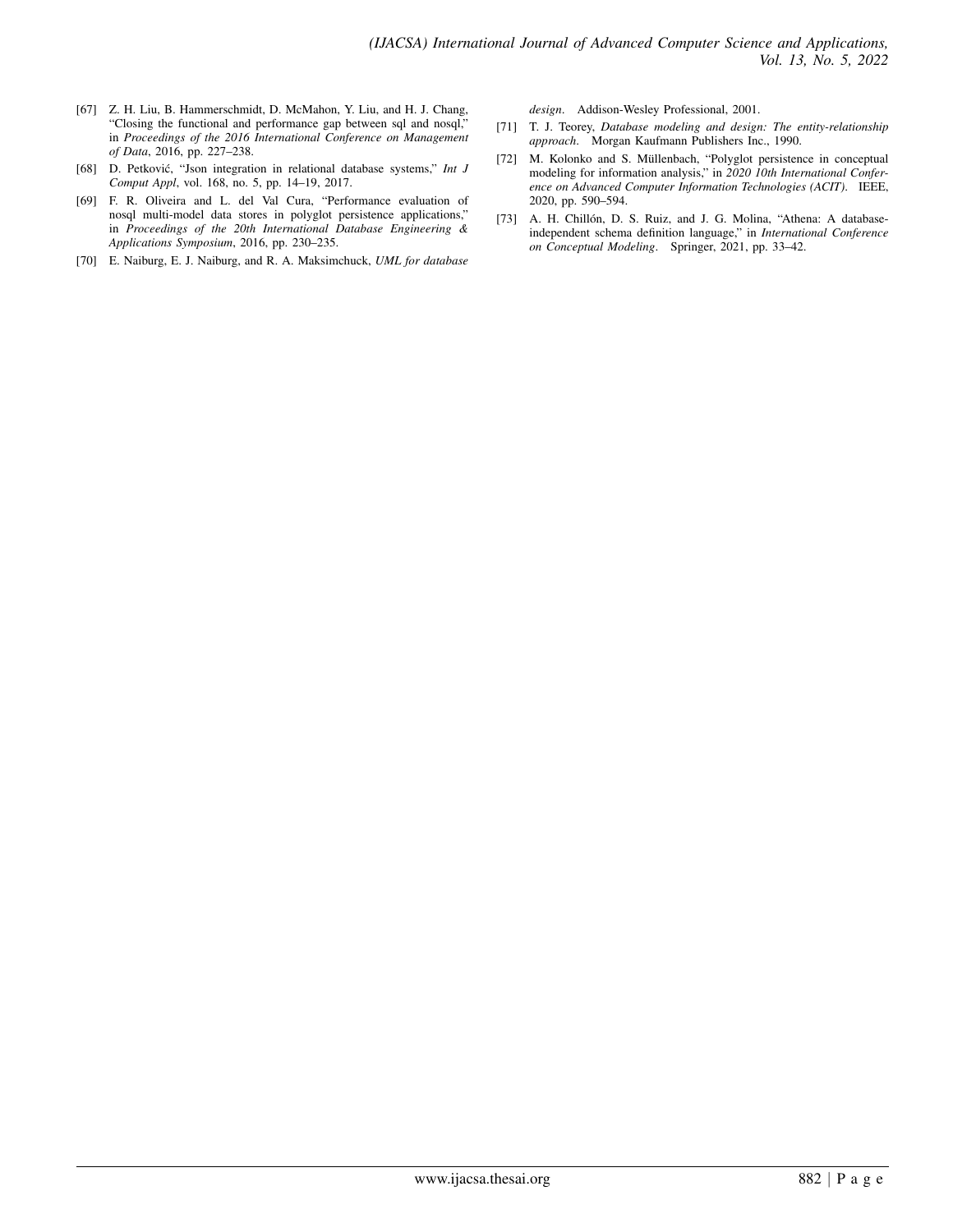[67] Z. H. Liu, B. Hammerschmidt, D. McMahon, Y. Liu, and H. J. Chang, "Closing the functional and performance gap between sql and nosql," in *Proceedings of the 2016 International Conference on Management of Data*, 2016, pp. 227–238.

[68] D. Petković, "Json integration in relational database systems," *Int J Comput Appl*, vol. 168, no. 5, pp. 14–19, 2017.

[69] F. R. Oliveira and L. del Val Cura, "Performance evaluation of nosql multi-model data stores in polyglot persistence applications," in *Proceedings of the 20th International Database Engineering & Applications Symposium*, 2016, pp. 230–235.

[70] E. Naiburg, E. J. Naiburg, and R. A. Maksimchuck, *UML for database design*. Addison-Wesley Professional, 2001.

[71] T. J. Teorey, *Database modeling and design: The entity-relationship approach*. Morgan Kaufmann Publishers Inc., 1990.

[72] M. Kolonko and S. Müllenbach, "Polyglot persistence in conceptual modeling for information analysis," in *2020 10th International Conference on Advanced Computer Information Technologies (ACIT)*. IEEE, 2020, pp. 590–594.

[73] A. H. Chillón, D. S. Ruiz, and J. G. Molina, "Athena: A database-independent schema definition language," in *International Conference on Conceptual Modeling*. Springer, 2021, pp. 33–42.